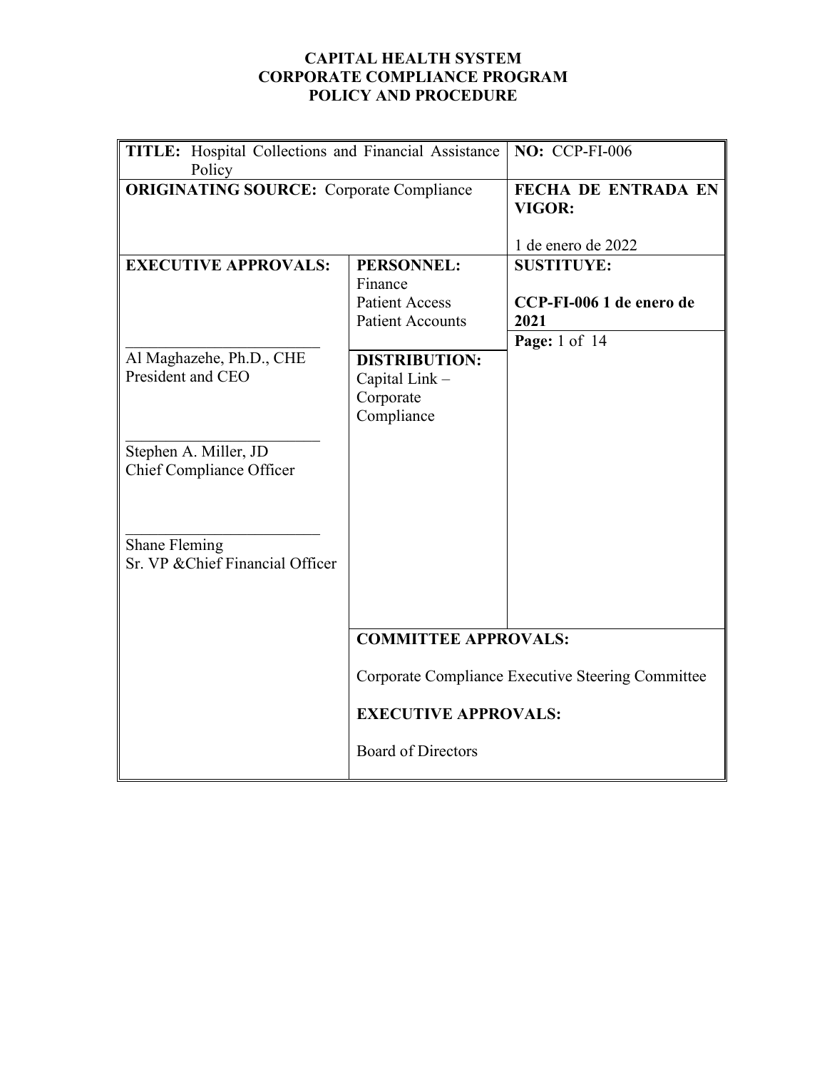**CAPITAL HEALTH SYSTEM**
**CORPORATE COMPLIANCE PROGRAM**
**POLICY AND PROCEDURE**

| | | |
|---|---|---|
| **TITLE:** Hospital Collections and Financial Assistance Policy | | **NO:** CCP-FI-006 |
| **ORIGINATING SOURCE:** Corporate Compliance | | **FECHA DE ENTRADA EN VIGOR:** 1 de enero de 2022 |
| **EXECUTIVE APPROVALS:** | **PERSONNEL:** Finance, Patient Access, Patient Accounts | **SUSTITUYE:** **CCP-FI-006 1 de enero de 2021** |
| Al Maghazehe, Ph.D., CHE, President and CEO; Stephen A. Miller, JD, Chief Compliance Officer; Shane Fleming, Sr. VP &Chief Financial Officer | **DISTRIBUTION:** Capital Link – Corporate Compliance | **Page:** 1 of 14 |
| | **COMMITTEE APPROVALS:** Corporate Compliance Executive Steering Committee; **EXECUTIVE APPROVALS:** Board of Directors | |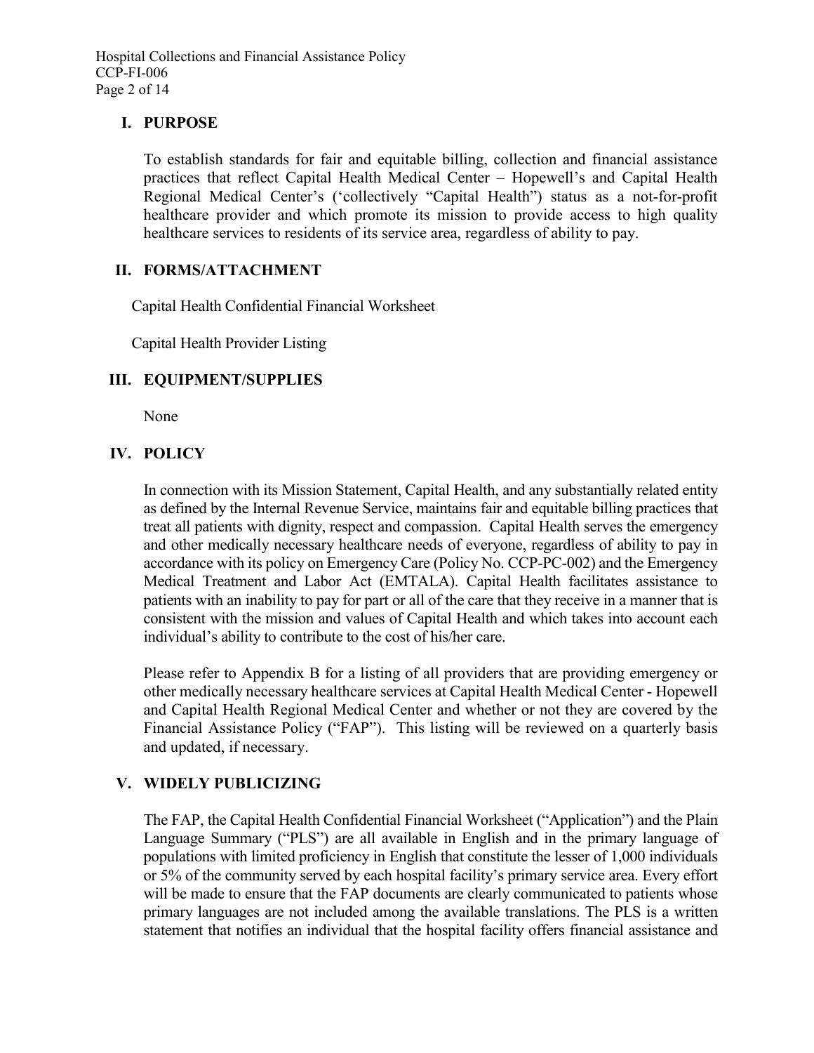## I. PURPOSE

To establish standards for fair and equitable billing, collection and financial assistance practices that reflect Capital Health Medical Center – Hopewell's and Capital Health Regional Medical Center's ('collectively "Capital Health") status as a not-for-profit healthcare provider and which promote its mission to provide access to high quality healthcare services to residents of its service area, regardless of ability to pay.

## II. FORMS/ATTACHMENT

Capital Health Confidential Financial Worksheet

Capital Health Provider Listing

## III. EQUIPMENT/SUPPLIES

None

## IV. POLICY

In connection with its Mission Statement, Capital Health, and any substantially related entity as defined by the Internal Revenue Service, maintains fair and equitable billing practices that treat all patients with dignity, respect and compassion. Capital Health serves the emergency and other medically necessary healthcare needs of everyone, regardless of ability to pay in accordance with its policy on Emergency Care (Policy No. CCP-PC-002) and the Emergency Medical Treatment and Labor Act (EMTALA). Capital Health facilitates assistance to patients with an inability to pay for part or all of the care that they receive in a manner that is consistent with the mission and values of Capital Health and which takes into account each individual's ability to contribute to the cost of his/her care.

Please refer to Appendix B for a listing of all providers that are providing emergency or other medically necessary healthcare services at Capital Health Medical Center - Hopewell and Capital Health Regional Medical Center and whether or not they are covered by the Financial Assistance Policy ("FAP"). This listing will be reviewed on a quarterly basis and updated, if necessary.

## V. WIDELY PUBLICIZING

The FAP, the Capital Health Confidential Financial Worksheet ("Application") and the Plain Language Summary ("PLS") are all available in English and in the primary language of populations with limited proficiency in English that constitute the lesser of 1,000 individuals or 5% of the community served by each hospital facility's primary service area. Every effort will be made to ensure that the FAP documents are clearly communicated to patients whose primary languages are not included among the available translations. The PLS is a written statement that notifies an individual that the hospital facility offers financial assistance and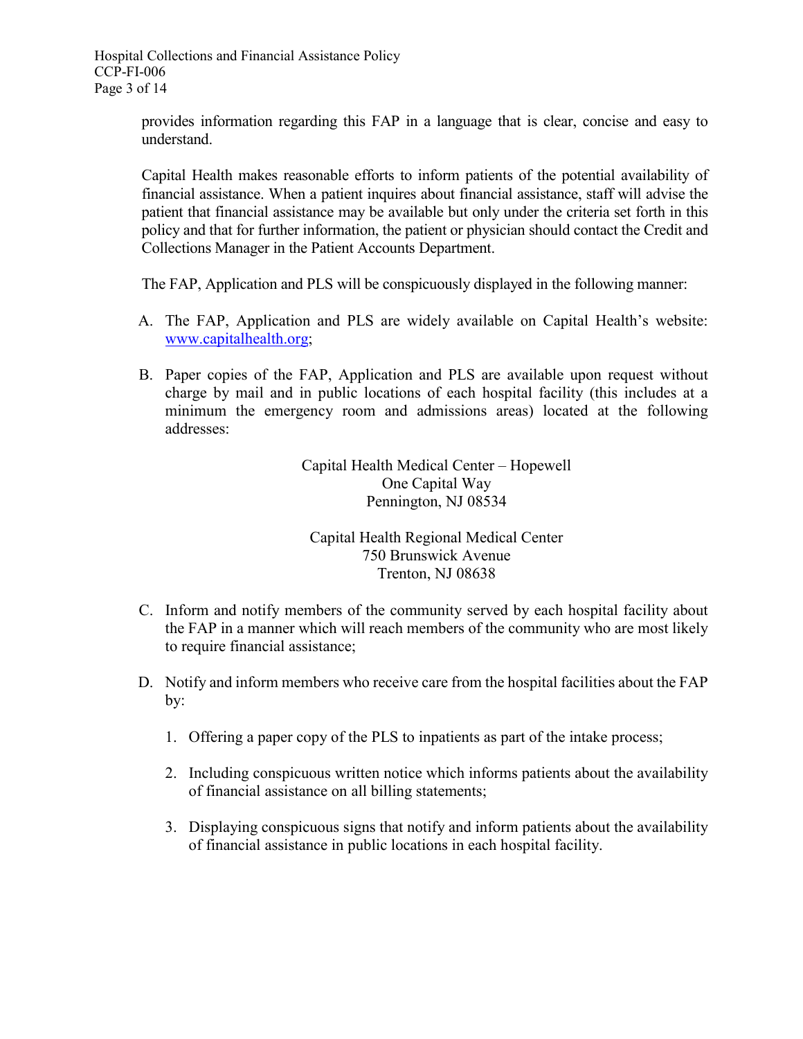provides information regarding this FAP in a language that is clear, concise and easy to understand.

Capital Health makes reasonable efforts to inform patients of the potential availability of financial assistance. When a patient inquires about financial assistance, staff will advise the patient that financial assistance may be available but only under the criteria set forth in this policy and that for further information, the patient or physician should contact the Credit and Collections Manager in the Patient Accounts Department.

The FAP, Application and PLS will be conspicuously displayed in the following manner:

A. The FAP, Application and PLS are widely available on Capital Health's website: [www.capitalhealth.org](http://www.capitalhealth.org);

B. Paper copies of the FAP, Application and PLS are available upon request without charge by mail and in public locations of each hospital facility (this includes at a minimum the emergency room and admissions areas) located at the following addresses:

   Capital Health Medical Center – Hopewell
   One Capital Way
   Pennington, NJ 08534

   Capital Health Regional Medical Center
   750 Brunswick Avenue
   Trenton, NJ 08638

C. Inform and notify members of the community served by each hospital facility about the FAP in a manner which will reach members of the community who are most likely to require financial assistance;

D. Notify and inform members who receive care from the hospital facilities about the FAP by:

   1. Offering a paper copy of the PLS to inpatients as part of the intake process;

   2. Including conspicuous written notice which informs patients about the availability of financial assistance on all billing statements;

   3. Displaying conspicuous signs that notify and inform patients about the availability of financial assistance in public locations in each hospital facility.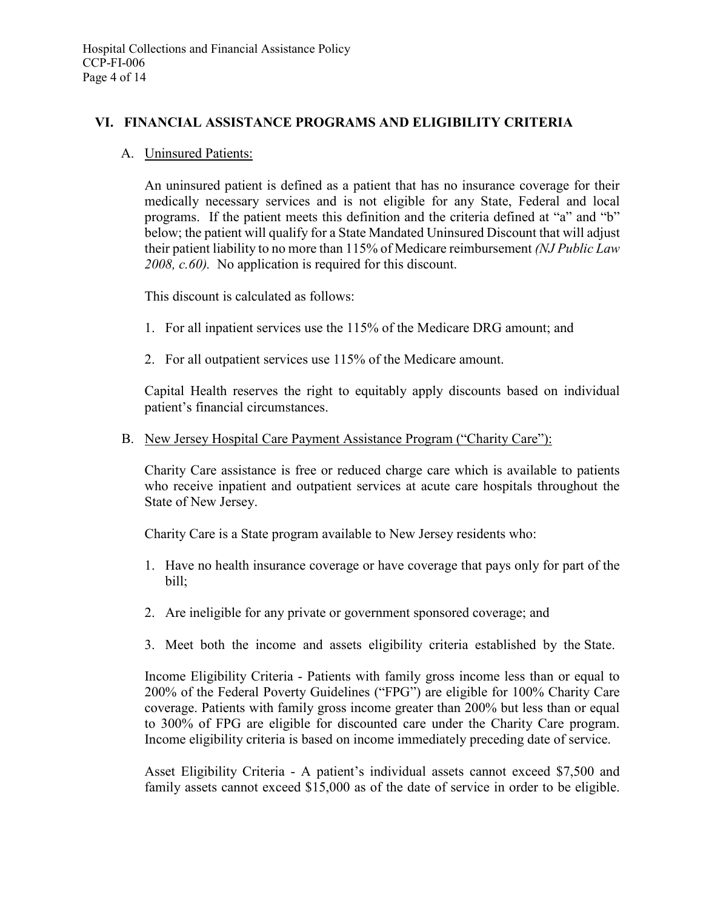## VI. FINANCIAL ASSISTANCE PROGRAMS AND ELIGIBILITY CRITERIA

### A. Uninsured Patients:

An uninsured patient is defined as a patient that has no insurance coverage for their medically necessary services and is not eligible for any State, Federal and local programs. If the patient meets this definition and the criteria defined at "a" and "b" below; the patient will qualify for a State Mandated Uninsured Discount that will adjust their patient liability to no more than 115% of Medicare reimbursement *(NJ Public Law 2008, c.60).* No application is required for this discount.

This discount is calculated as follows:

1. For all inpatient services use the 115% of the Medicare DRG amount; and
2. For all outpatient services use 115% of the Medicare amount.

Capital Health reserves the right to equitably apply discounts based on individual patient's financial circumstances.

### B. New Jersey Hospital Care Payment Assistance Program ("Charity Care"):

Charity Care assistance is free or reduced charge care which is available to patients who receive inpatient and outpatient services at acute care hospitals throughout the State of New Jersey.

Charity Care is a State program available to New Jersey residents who:

1. Have no health insurance coverage or have coverage that pays only for part of the bill;
2. Are ineligible for any private or government sponsored coverage; and
3. Meet both the income and assets eligibility criteria established by the State.

Income Eligibility Criteria - Patients with family gross income less than or equal to 200% of the Federal Poverty Guidelines ("FPG") are eligible for 100% Charity Care coverage. Patients with family gross income greater than 200% but less than or equal to 300% of FPG are eligible for discounted care under the Charity Care program. Income eligibility criteria is based on income immediately preceding date of service.

Asset Eligibility Criteria - A patient's individual assets cannot exceed $7,500 and family assets cannot exceed $15,000 as of the date of service in order to be eligible.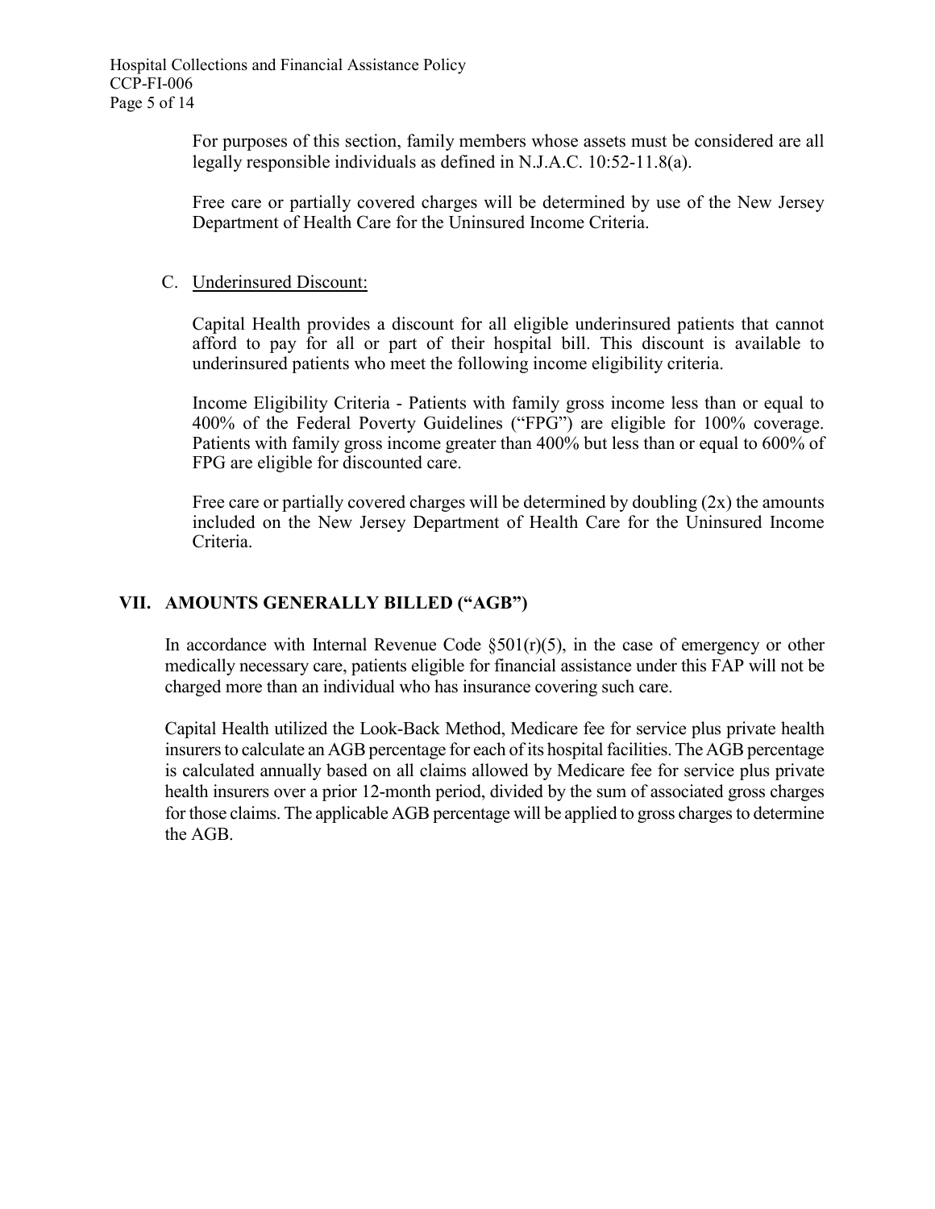For purposes of this section, family members whose assets must be considered are all legally responsible individuals as defined in N.J.A.C. 10:52-11.8(a).

Free care or partially covered charges will be determined by use of the New Jersey Department of Health Care for the Uninsured Income Criteria.

C. Underinsured Discount:

Capital Health provides a discount for all eligible underinsured patients that cannot afford to pay for all or part of their hospital bill. This discount is available to underinsured patients who meet the following income eligibility criteria.

Income Eligibility Criteria - Patients with family gross income less than or equal to 400% of the Federal Poverty Guidelines ("FPG") are eligible for 100% coverage. Patients with family gross income greater than 400% but less than or equal to 600% of FPG are eligible for discounted care.

Free care or partially covered charges will be determined by doubling (2x) the amounts included on the New Jersey Department of Health Care for the Uninsured Income Criteria.

## VII. AMOUNTS GENERALLY BILLED ("AGB")

In accordance with Internal Revenue Code §501(r)(5), in the case of emergency or other medically necessary care, patients eligible for financial assistance under this FAP will not be charged more than an individual who has insurance covering such care.

Capital Health utilized the Look-Back Method, Medicare fee for service plus private health insurers to calculate an AGB percentage for each of its hospital facilities. The AGB percentage is calculated annually based on all claims allowed by Medicare fee for service plus private health insurers over a prior 12-month period, divided by the sum of associated gross charges for those claims. The applicable AGB percentage will be applied to gross charges to determine the AGB.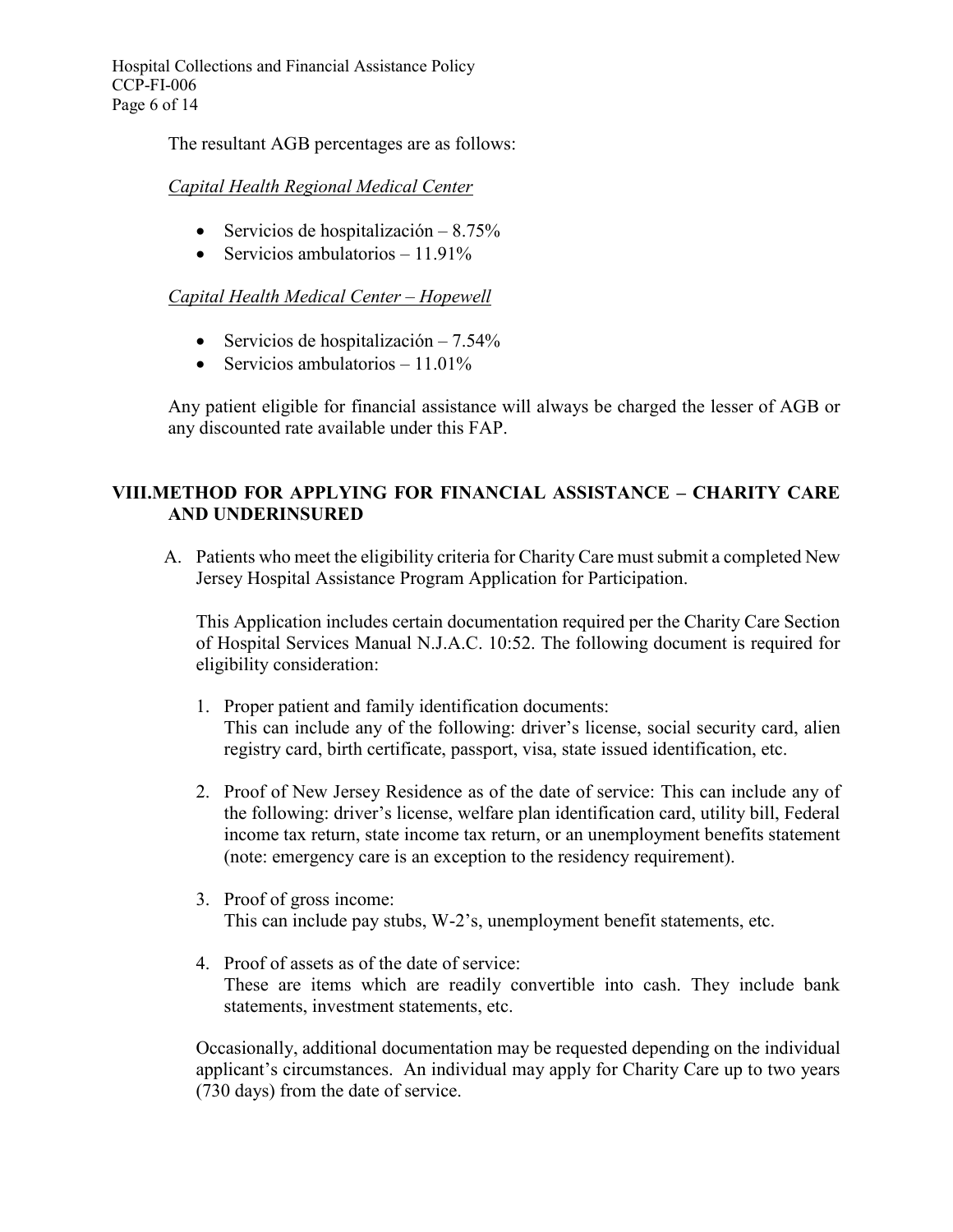The resultant AGB percentages are as follows:

*Capital Health Regional Medical Center*

- Servicios de hospitalización – 8.75%
- Servicios ambulatorios – 11.91%

*Capital Health Medical Center – Hopewell*

- Servicios de hospitalización – 7.54%
- Servicios ambulatorios – 11.01%

Any patient eligible for financial assistance will always be charged the lesser of AGB or any discounted rate available under this FAP.

## VIII. METHOD FOR APPLYING FOR FINANCIAL ASSISTANCE – CHARITY CARE AND UNDERINSURED

A. Patients who meet the eligibility criteria for Charity Care must submit a completed New Jersey Hospital Assistance Program Application for Participation.

   This Application includes certain documentation required per the Charity Care Section of Hospital Services Manual N.J.A.C. 10:52. The following document is required for eligibility consideration:

   1. Proper patient and family identification documents:
      This can include any of the following: driver's license, social security card, alien registry card, birth certificate, passport, visa, state issued identification, etc.

   2. Proof of New Jersey Residence as of the date of service: This can include any of the following: driver's license, welfare plan identification card, utility bill, Federal income tax return, state income tax return, or an unemployment benefits statement (note: emergency care is an exception to the residency requirement).

   3. Proof of gross income:
      This can include pay stubs, W-2's, unemployment benefit statements, etc.

   4. Proof of assets as of the date of service:
      These are items which are readily convertible into cash. They include bank statements, investment statements, etc.

   Occasionally, additional documentation may be requested depending on the individual applicant's circumstances. An individual may apply for Charity Care up to two years (730 days) from the date of service.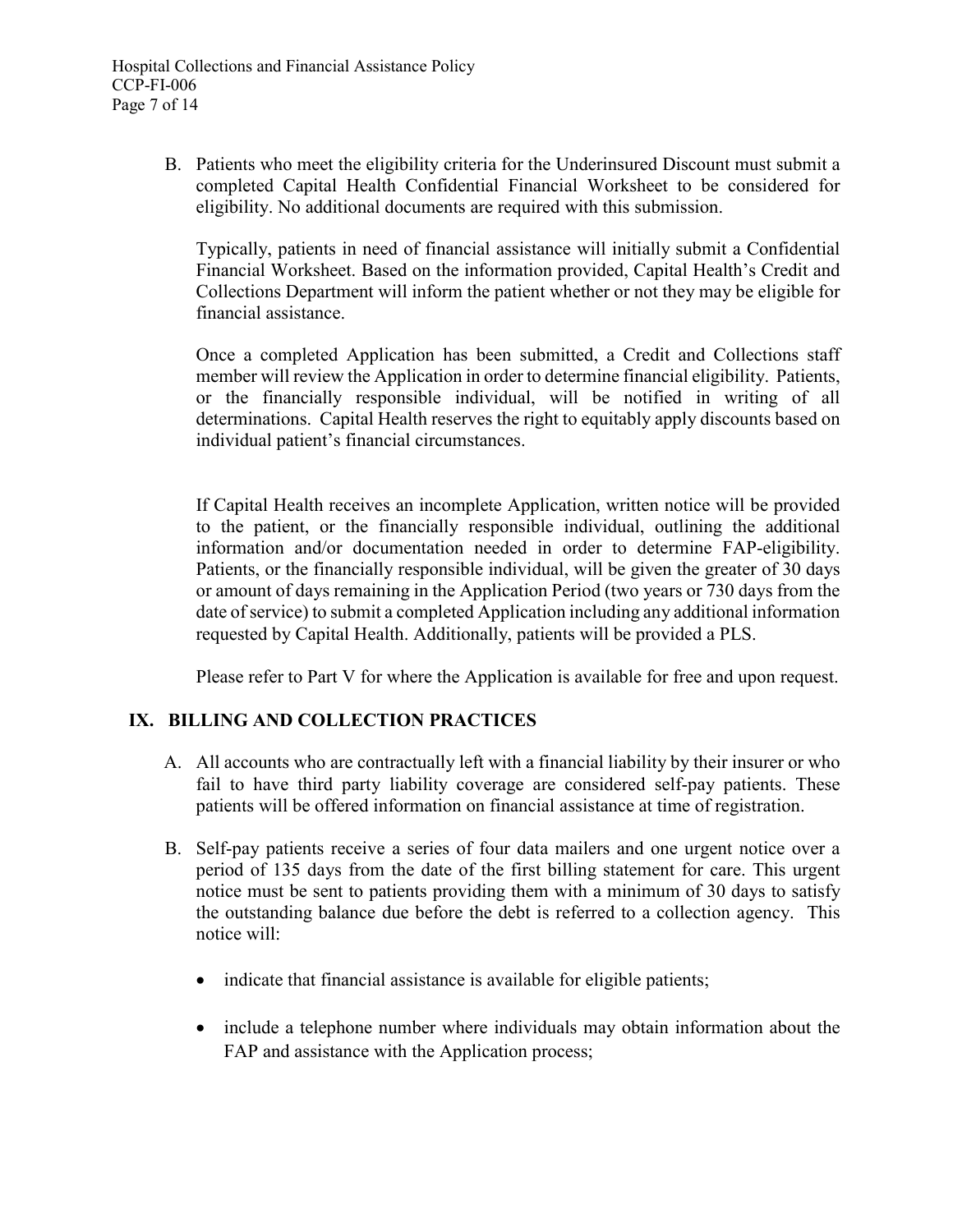B. Patients who meet the eligibility criteria for the Underinsured Discount must submit a completed Capital Health Confidential Financial Worksheet to be considered for eligibility. No additional documents are required with this submission.

   Typically, patients in need of financial assistance will initially submit a Confidential Financial Worksheet. Based on the information provided, Capital Health's Credit and Collections Department will inform the patient whether or not they may be eligible for financial assistance.

   Once a completed Application has been submitted, a Credit and Collections staff member will review the Application in order to determine financial eligibility. Patients, or the financially responsible individual, will be notified in writing of all determinations. Capital Health reserves the right to equitably apply discounts based on individual patient's financial circumstances.

   If Capital Health receives an incomplete Application, written notice will be provided to the patient, or the financially responsible individual, outlining the additional information and/or documentation needed in order to determine FAP-eligibility. Patients, or the financially responsible individual, will be given the greater of 30 days or amount of days remaining in the Application Period (two years or 730 days from the date of service) to submit a completed Application including any additional information requested by Capital Health. Additionally, patients will be provided a PLS.

   Please refer to Part V for where the Application is available for free and upon request.

## IX. BILLING AND COLLECTION PRACTICES

A. All accounts who are contractually left with a financial liability by their insurer or who fail to have third party liability coverage are considered self-pay patients. These patients will be offered information on financial assistance at time of registration.

B. Self-pay patients receive a series of four data mailers and one urgent notice over a period of 135 days from the date of the first billing statement for care. This urgent notice must be sent to patients providing them with a minimum of 30 days to satisfy the outstanding balance due before the debt is referred to a collection agency. This notice will:

   - indicate that financial assistance is available for eligible patients;
   - include a telephone number where individuals may obtain information about the FAP and assistance with the Application process;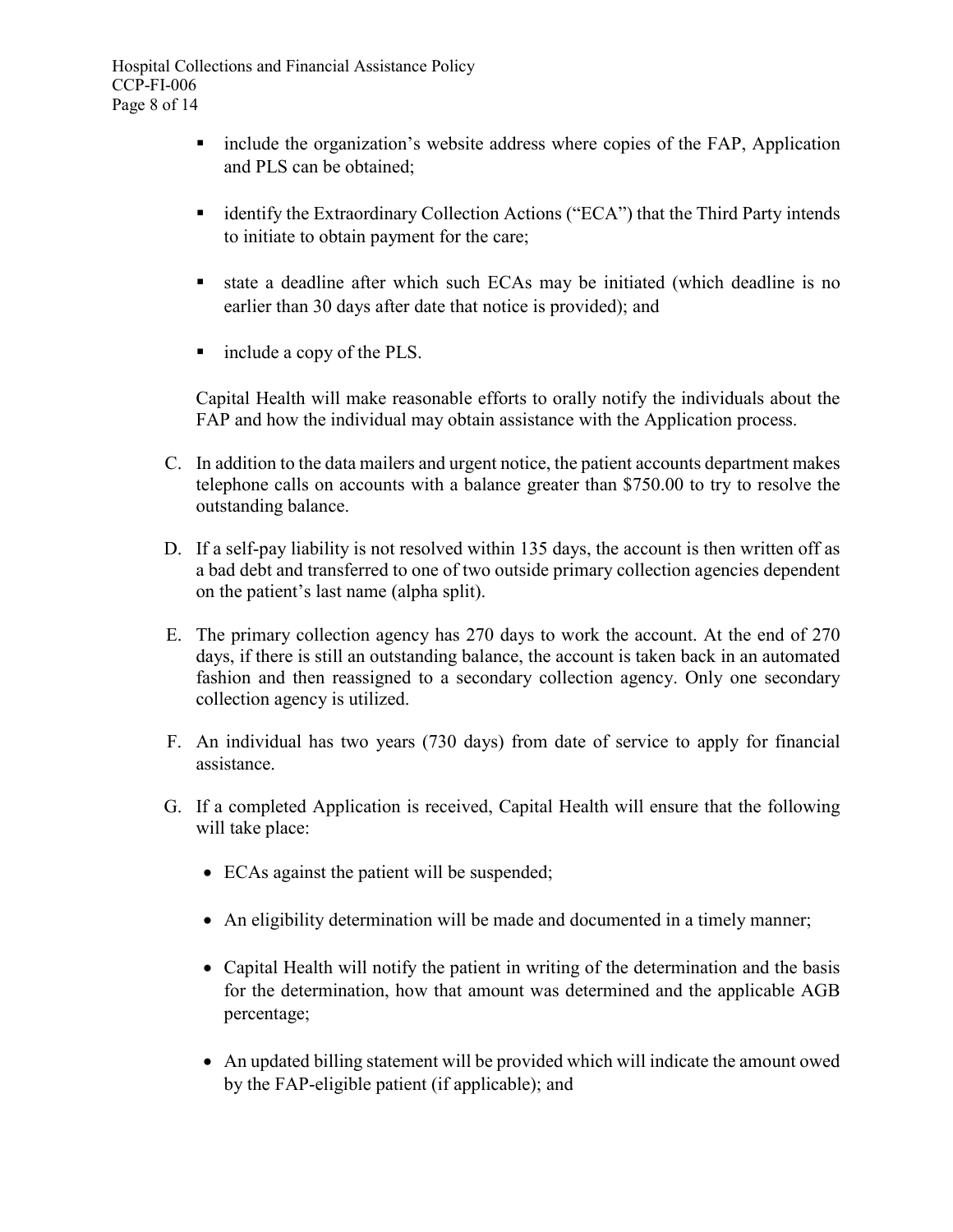- include the organization's website address where copies of the FAP, Application and PLS can be obtained;

- identify the Extraordinary Collection Actions ("ECA") that the Third Party intends to initiate to obtain payment for the care;

- state a deadline after which such ECAs may be initiated (which deadline is no earlier than 30 days after date that notice is provided); and

- include a copy of the PLS.

Capital Health will make reasonable efforts to orally notify the individuals about the FAP and how the individual may obtain assistance with the Application process.

C. In addition to the data mailers and urgent notice, the patient accounts department makes telephone calls on accounts with a balance greater than $750.00 to try to resolve the outstanding balance.

D. If a self-pay liability is not resolved within 135 days, the account is then written off as a bad debt and transferred to one of two outside primary collection agencies dependent on the patient's last name (alpha split).

E. The primary collection agency has 270 days to work the account. At the end of 270 days, if there is still an outstanding balance, the account is taken back in an automated fashion and then reassigned to a secondary collection agency. Only one secondary collection agency is utilized.

F. An individual has two years (730 days) from date of service to apply for financial assistance.

G. If a completed Application is received, Capital Health will ensure that the following will take place:

   - ECAs against the patient will be suspended;

   - An eligibility determination will be made and documented in a timely manner;

   - Capital Health will notify the patient in writing of the determination and the basis for the determination, how that amount was determined and the applicable AGB percentage;

   - An updated billing statement will be provided which will indicate the amount owed by the FAP-eligible patient (if applicable); and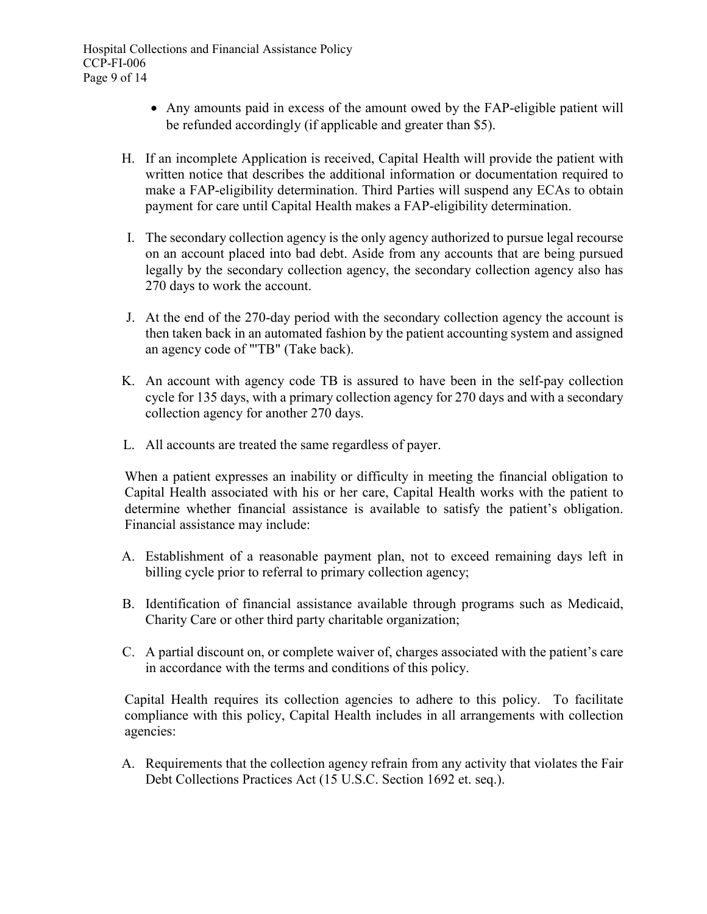- Any amounts paid in excess of the amount owed by the FAP-eligible patient will be refunded accordingly (if applicable and greater than $5).

H. If an incomplete Application is received, Capital Health will provide the patient with written notice that describes the additional information or documentation required to make a FAP-eligibility determination. Third Parties will suspend any ECAs to obtain payment for care until Capital Health makes a FAP-eligibility determination.

I. The secondary collection agency is the only agency authorized to pursue legal recourse on an account placed into bad debt. Aside from any accounts that are being pursued legally by the secondary collection agency, the secondary collection agency also has 270 days to work the account.

J. At the end of the 270-day period with the secondary collection agency the account is then taken back in an automated fashion by the patient accounting system and assigned an agency code of "'TB" (Take back).

K. An account with agency code TB is assured to have been in the self-pay collection cycle for 135 days, with a primary collection agency for 270 days and with a secondary collection agency for another 270 days.

L. All accounts are treated the same regardless of payer.

When a patient expresses an inability or difficulty in meeting the financial obligation to Capital Health associated with his or her care, Capital Health works with the patient to determine whether financial assistance is available to satisfy the patient's obligation. Financial assistance may include:

A. Establishment of a reasonable payment plan, not to exceed remaining days left in billing cycle prior to referral to primary collection agency;

B. Identification of financial assistance available through programs such as Medicaid, Charity Care or other third party charitable organization;

C. A partial discount on, or complete waiver of, charges associated with the patient's care in accordance with the terms and conditions of this policy.

Capital Health requires its collection agencies to adhere to this policy. To facilitate compliance with this policy, Capital Health includes in all arrangements with collection agencies:

A. Requirements that the collection agency refrain from any activity that violates the Fair Debt Collections Practices Act (15 U.S.C. Section 1692 et. seq.).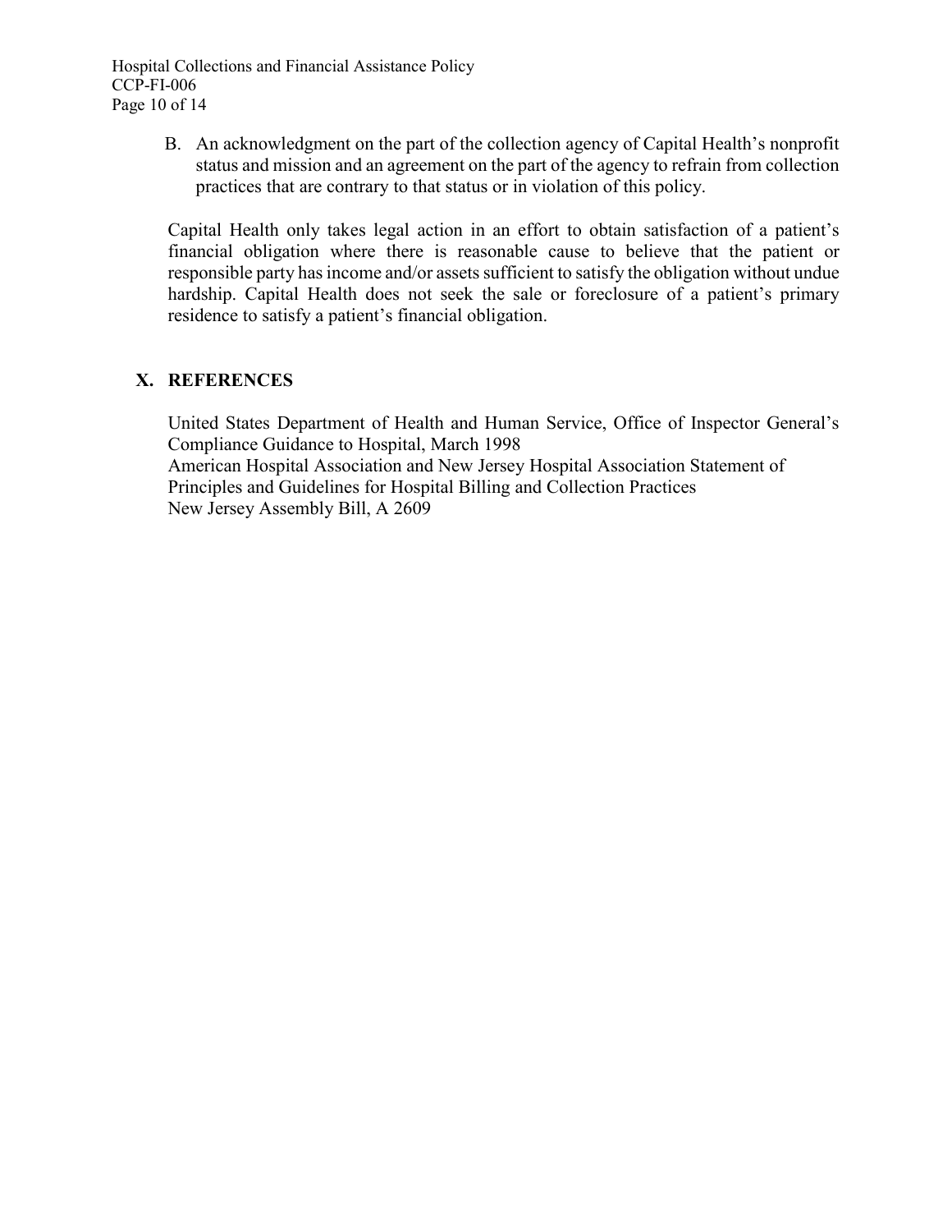B. An acknowledgment on the part of the collection agency of Capital Health's nonprofit status and mission and an agreement on the part of the agency to refrain from collection practices that are contrary to that status or in violation of this policy.

Capital Health only takes legal action in an effort to obtain satisfaction of a patient's financial obligation where there is reasonable cause to believe that the patient or responsible party has income and/or assets sufficient to satisfy the obligation without undue hardship. Capital Health does not seek the sale or foreclosure of a patient's primary residence to satisfy a patient's financial obligation.

## X. REFERENCES

United States Department of Health and Human Service, Office of Inspector General's Compliance Guidance to Hospital, March 1998
American Hospital Association and New Jersey Hospital Association Statement of Principles and Guidelines for Hospital Billing and Collection Practices
New Jersey Assembly Bill, A 2609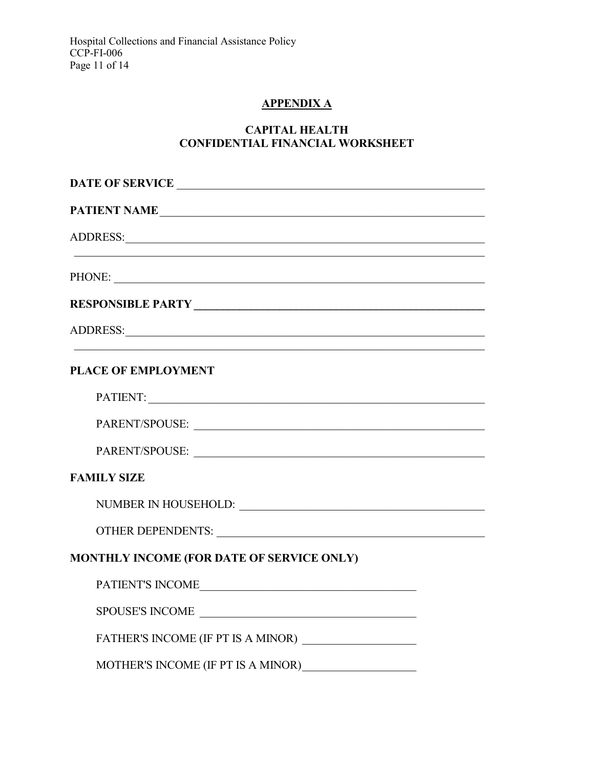## APPENDIX A

### CAPITAL HEALTH
### CONFIDENTIAL FINANCIAL WORKSHEET

**DATE OF SERVICE** ______________________________________________

**PATIENT NAME** ______________________________________________

ADDRESS: ______________________________________________

______________________________________________

PHONE: ______________________________________________

**RESPONSIBLE PARTY** ______________________________________________

ADDRESS: ______________________________________________

______________________________________________

**PLACE OF EMPLOYMENT**

PATIENT: ______________________________________________

PARENT/SPOUSE: ______________________________________________

PARENT/SPOUSE: ______________________________________________

**FAMILY SIZE**

NUMBER IN HOUSEHOLD: ______________________________________________

OTHER DEPENDENTS: ______________________________________________

**MONTHLY INCOME (FOR DATE OF SERVICE ONLY)**

PATIENT'S INCOME ______________________________

SPOUSE'S INCOME ______________________________

FATHER'S INCOME (IF PT IS A MINOR) ____________________

MOTHER'S INCOME (IF PT IS A MINOR) ____________________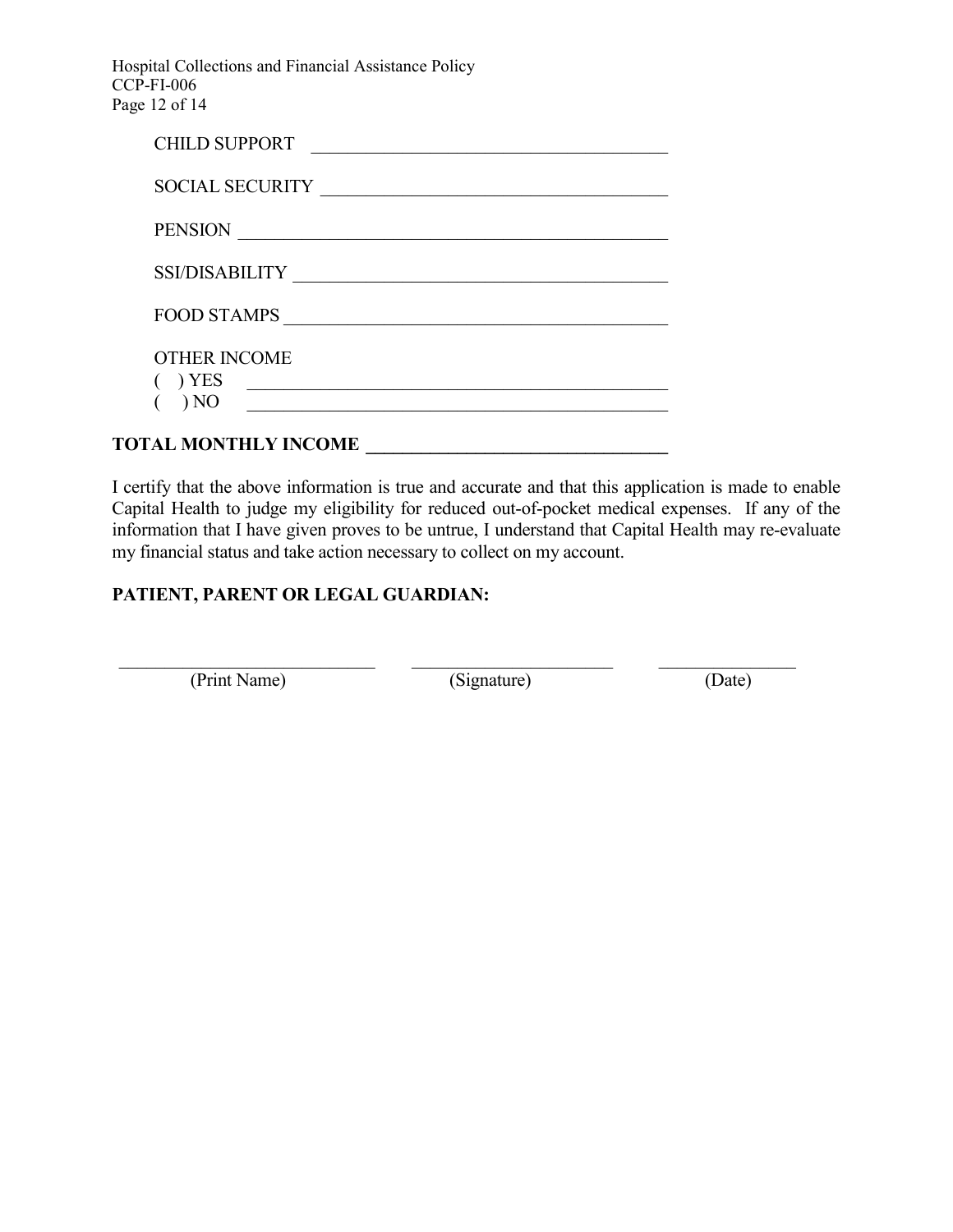CHILD SUPPORT ______________________________________

SOCIAL SECURITY ______________________________________

PENSION ______________________________________

SSI/DISABILITY ______________________________________

FOOD STAMPS ______________________________________

OTHER INCOME

(  ) YES ______________________________________

(  ) NO ______________________________________

**TOTAL MONTHLY INCOME ______________________________**

I certify that the above information is true and accurate and that this application is made to enable Capital Health to judge my eligibility for reduced out-of-pocket medical expenses. If any of the information that I have given proves to be untrue, I understand that Capital Health may re-evaluate my financial status and take action necessary to collect on my account.

**PATIENT, PARENT OR LEGAL GUARDIAN:**

| ____________________________ | ______________________ | _______________ |
|---|---|---|
| (Print Name) | (Signature) | (Date) |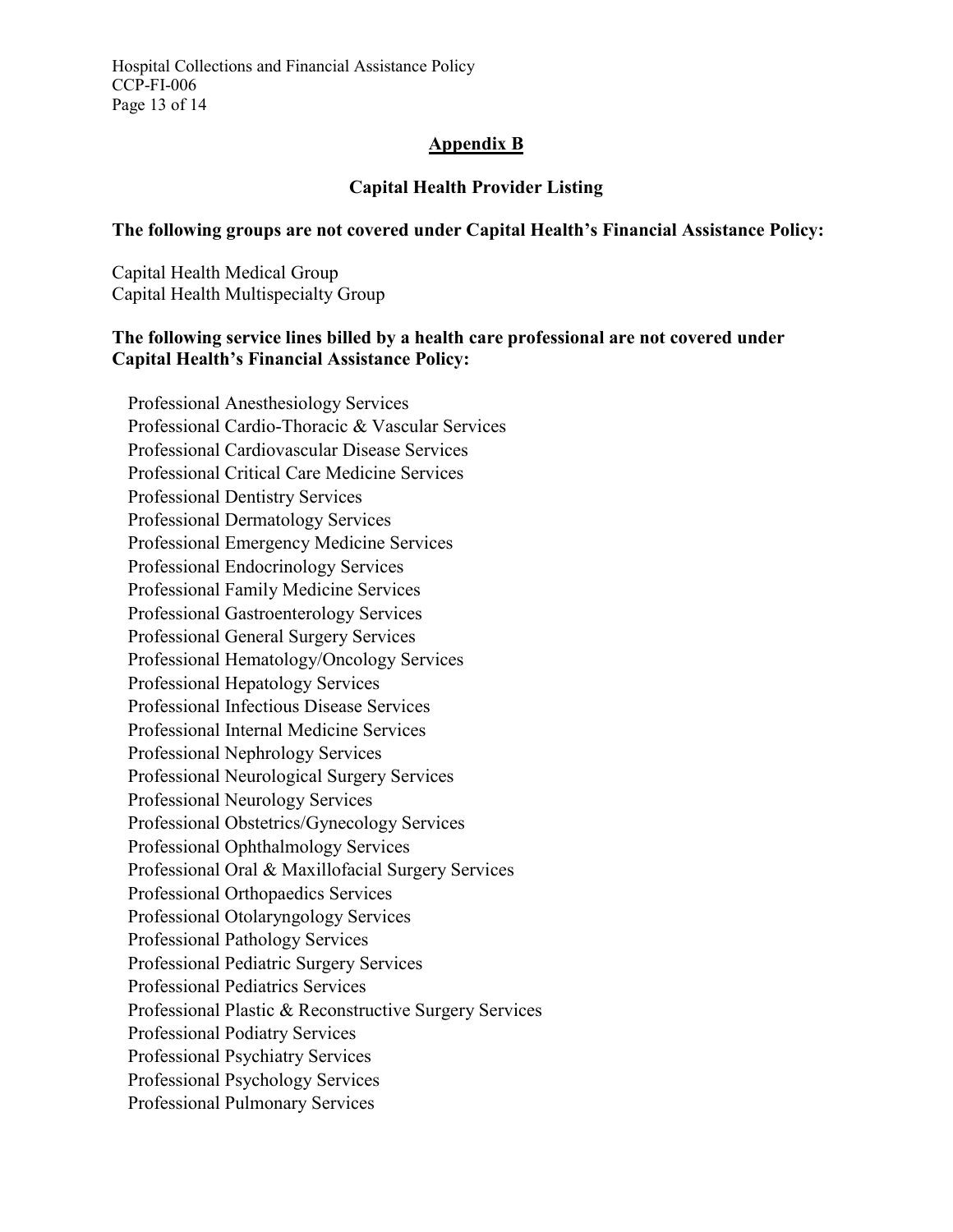## Appendix B

### Capital Health Provider Listing

**The following groups are not covered under Capital Health's Financial Assistance Policy:**

Capital Health Medical Group
Capital Health Multispecialty Group

**The following service lines billed by a health care professional are not covered under Capital Health's Financial Assistance Policy:**

Professional Anesthesiology Services
Professional Cardio-Thoracic & Vascular Services
Professional Cardiovascular Disease Services
Professional Critical Care Medicine Services
Professional Dentistry Services
Professional Dermatology Services
Professional Emergency Medicine Services
Professional Endocrinology Services
Professional Family Medicine Services
Professional Gastroenterology Services
Professional General Surgery Services
Professional Hematology/Oncology Services
Professional Hepatology Services
Professional Infectious Disease Services
Professional Internal Medicine Services
Professional Nephrology Services
Professional Neurological Surgery Services
Professional Neurology Services
Professional Obstetrics/Gynecology Services
Professional Ophthalmology Services
Professional Oral & Maxillofacial Surgery Services
Professional Orthopaedics Services
Professional Otolaryngology Services
Professional Pathology Services
Professional Pediatric Surgery Services
Professional Pediatrics Services
Professional Plastic & Reconstructive Surgery Services
Professional Podiatry Services
Professional Psychiatry Services
Professional Psychology Services
Professional Pulmonary Services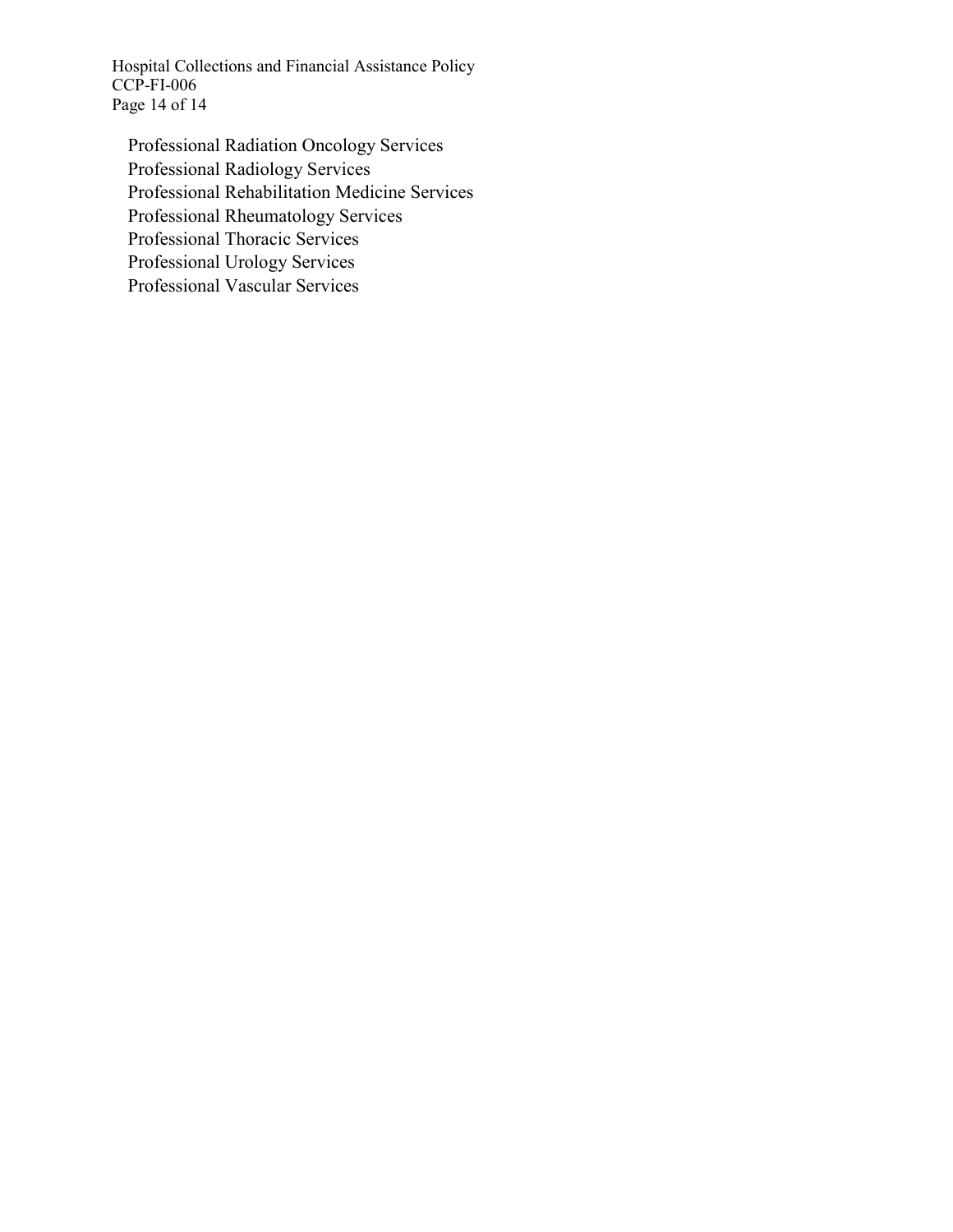Professional Radiation Oncology Services
Professional Radiology Services
Professional Rehabilitation Medicine Services
Professional Rheumatology Services
Professional Thoracic Services
Professional Urology Services
Professional Vascular Services